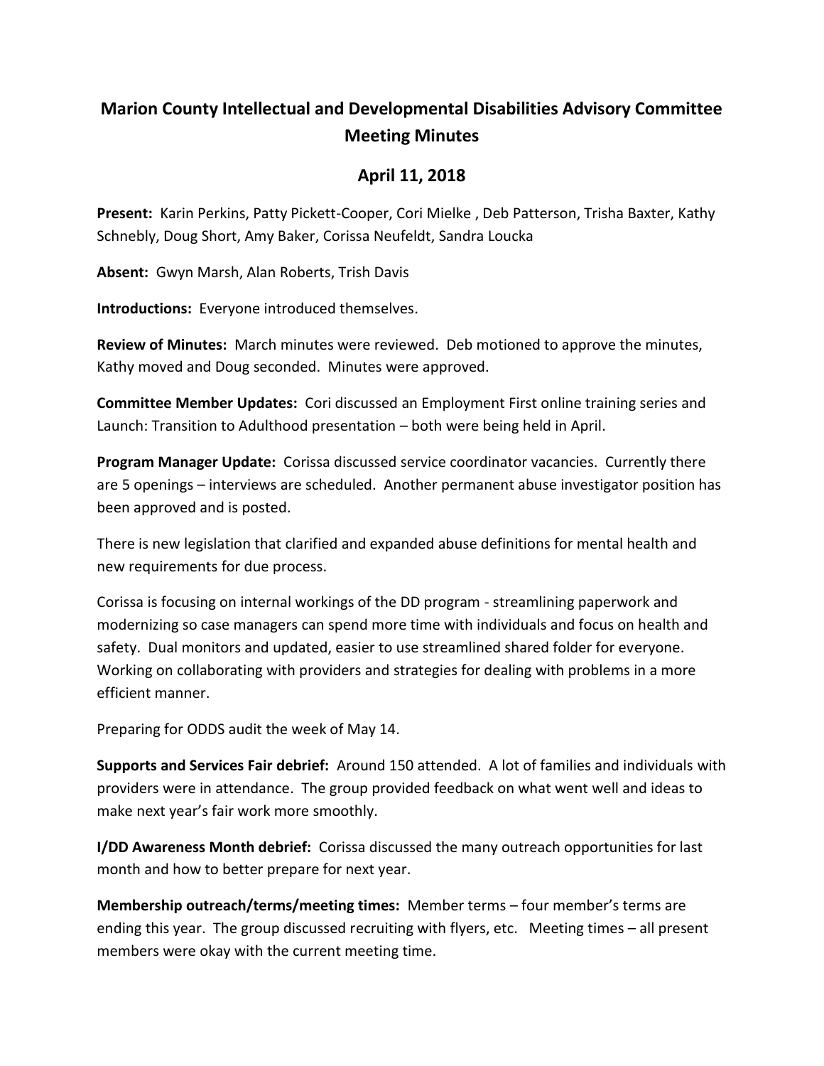# Marion County Intellectual and Developmental Disabilities Advisory Committee Meeting Minutes

## April 11, 2018

**Present:** Karin Perkins, Patty Pickett-Cooper, Cori Mielke , Deb Patterson, Trisha Baxter, Kathy Schnebly, Doug Short, Amy Baker, Corissa Neufeldt, Sandra Loucka

**Absent:** Gwyn Marsh, Alan Roberts, Trish Davis

**Introductions:** Everyone introduced themselves.

**Review of Minutes:** March minutes were reviewed. Deb motioned to approve the minutes, Kathy moved and Doug seconded. Minutes were approved.

**Committee Member Updates:** Cori discussed an Employment First online training series and Launch: Transition to Adulthood presentation – both were being held in April.

**Program Manager Update:** Corissa discussed service coordinator vacancies. Currently there are 5 openings – interviews are scheduled. Another permanent abuse investigator position has been approved and is posted.

There is new legislation that clarified and expanded abuse definitions for mental health and new requirements for due process.

Corissa is focusing on internal workings of the DD program - streamlining paperwork and modernizing so case managers can spend more time with individuals and focus on health and safety. Dual monitors and updated, easier to use streamlined shared folder for everyone. Working on collaborating with providers and strategies for dealing with problems in a more efficient manner.

Preparing for ODDS audit the week of May 14.

**Supports and Services Fair debrief:** Around 150 attended. A lot of families and individuals with providers were in attendance. The group provided feedback on what went well and ideas to make next year's fair work more smoothly.

**I/DD Awareness Month debrief:** Corissa discussed the many outreach opportunities for last month and how to better prepare for next year.

**Membership outreach/terms/meeting times:** Member terms – four member's terms are ending this year. The group discussed recruiting with flyers, etc. Meeting times – all present members were okay with the current meeting time.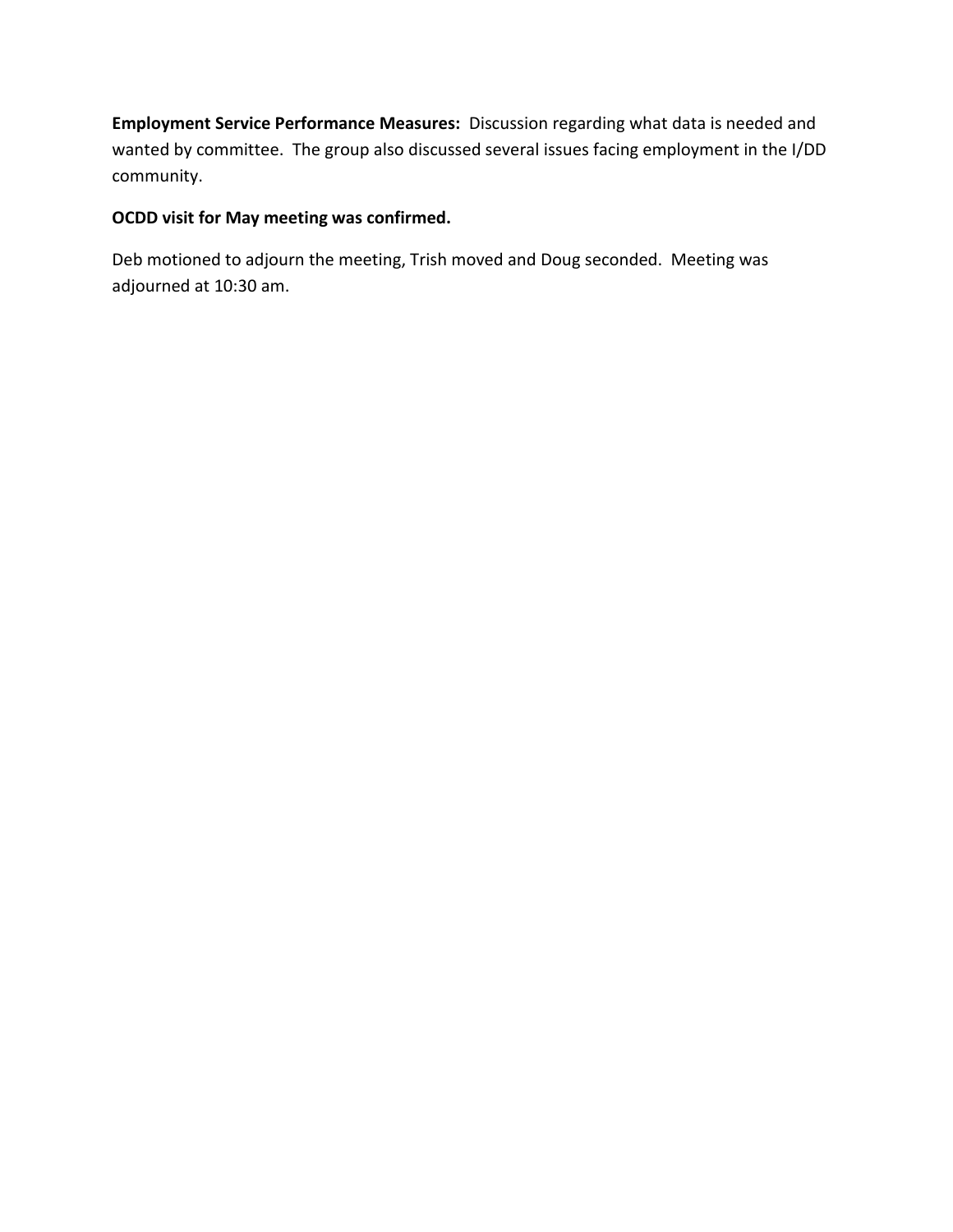**Employment Service Performance Measures:** Discussion regarding what data is needed and wanted by committee. The group also discussed several issues facing employment in the I/DD community.

**OCDD visit for May meeting was confirmed.**

Deb motioned to adjourn the meeting, Trish moved and Doug seconded. Meeting was adjourned at 10:30 am.